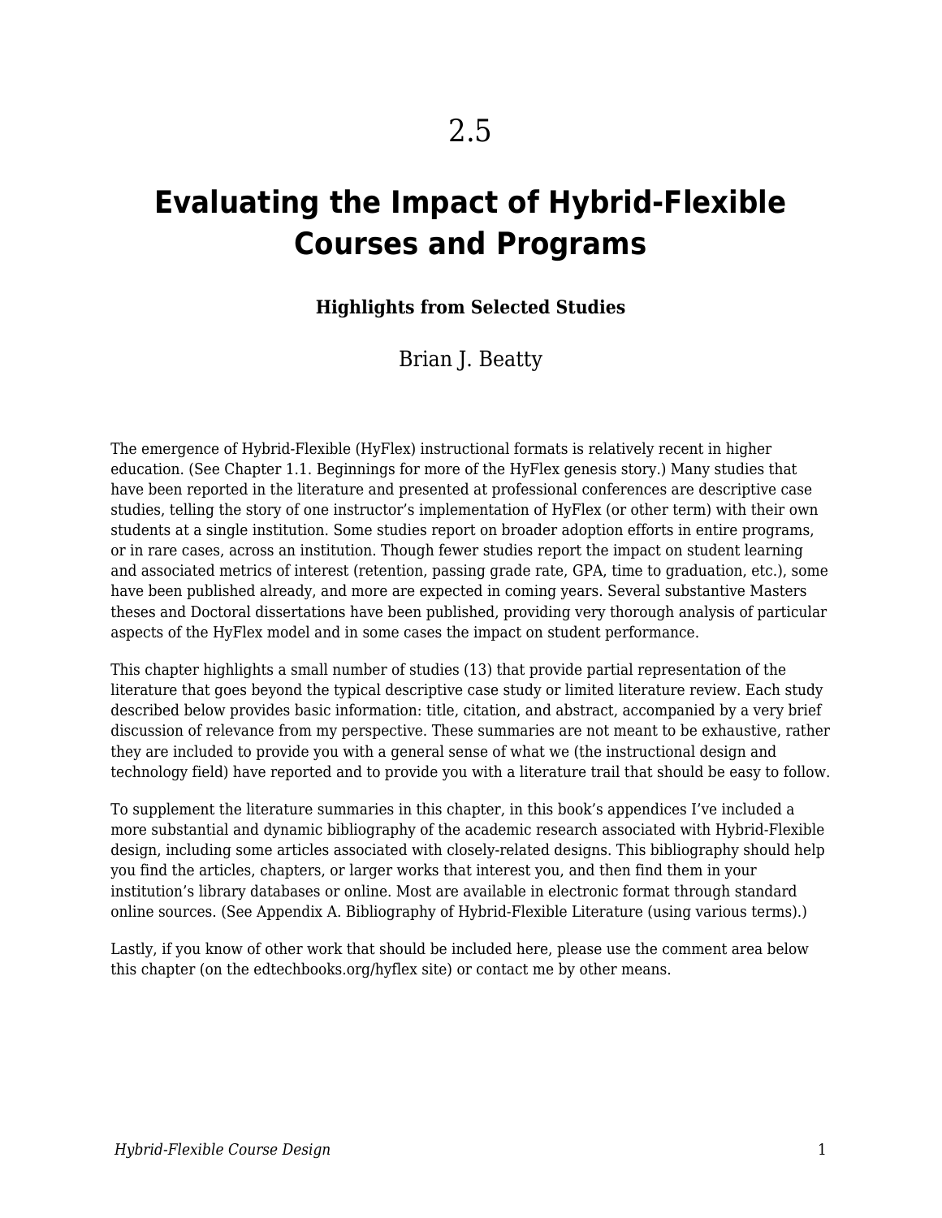# 2.5

# Evaluating the Impact of Hybrid-Flexible Courses and Programs

### Highlights from Selected Studies

Brian J. Beatty

The emergence of Hybrid-Flexible (HyFlex) instructional formats is relatively recent in higher education. (See Chapter 1.1. Beginnings for more of the HyFlex genesis story.) Many studies that have been reported in the literature and presented at professional conferences are descriptive case studies, telling the story of one instructor's implementation of HyFlex (or other term) with their own students at a single institution. Some studies report on broader adoption efforts in entire programs, or in rare cases, across an institution. Though fewer studies report the impact on student learning and associated metrics of interest (retention, passing grade rate, GPA, time to graduation, etc.), some have been published already, and more are expected in coming years. Several substantive Masters theses and Doctoral dissertations have been published, providing very thorough analysis of particular aspects of the HyFlex model and in some cases the impact on student performance.

This chapter highlights a small number of studies (13) that provide partial representation of the literature that goes beyond the typical descriptive case study or limited literature review. Each study described below provides basic information: title, citation, and abstract, accompanied by a very brief discussion of relevance from my perspective. These summaries are not meant to be exhaustive, rather they are included to provide you with a general sense of what we (the instructional design and technology field) have reported and to provide you with a literature trail that should be easy to follow.

To supplement the literature summaries in this chapter, in this book's appendices I've included a more substantial and dynamic bibliography of the academic research associated with Hybrid-Flexible design, including some articles associated with closely-related designs. This bibliography should help you find the articles, chapters, or larger works that interest you, and then find them in your institution's library databases or online. Most are available in electronic format through standard online sources. (See Appendix A. Bibliography of Hybrid-Flexible Literature (using various terms).)

Lastly, if you know of other work that should be included here, please use the comment area below this chapter (on the edtechbooks.org/hyflex site) or contact me by other means.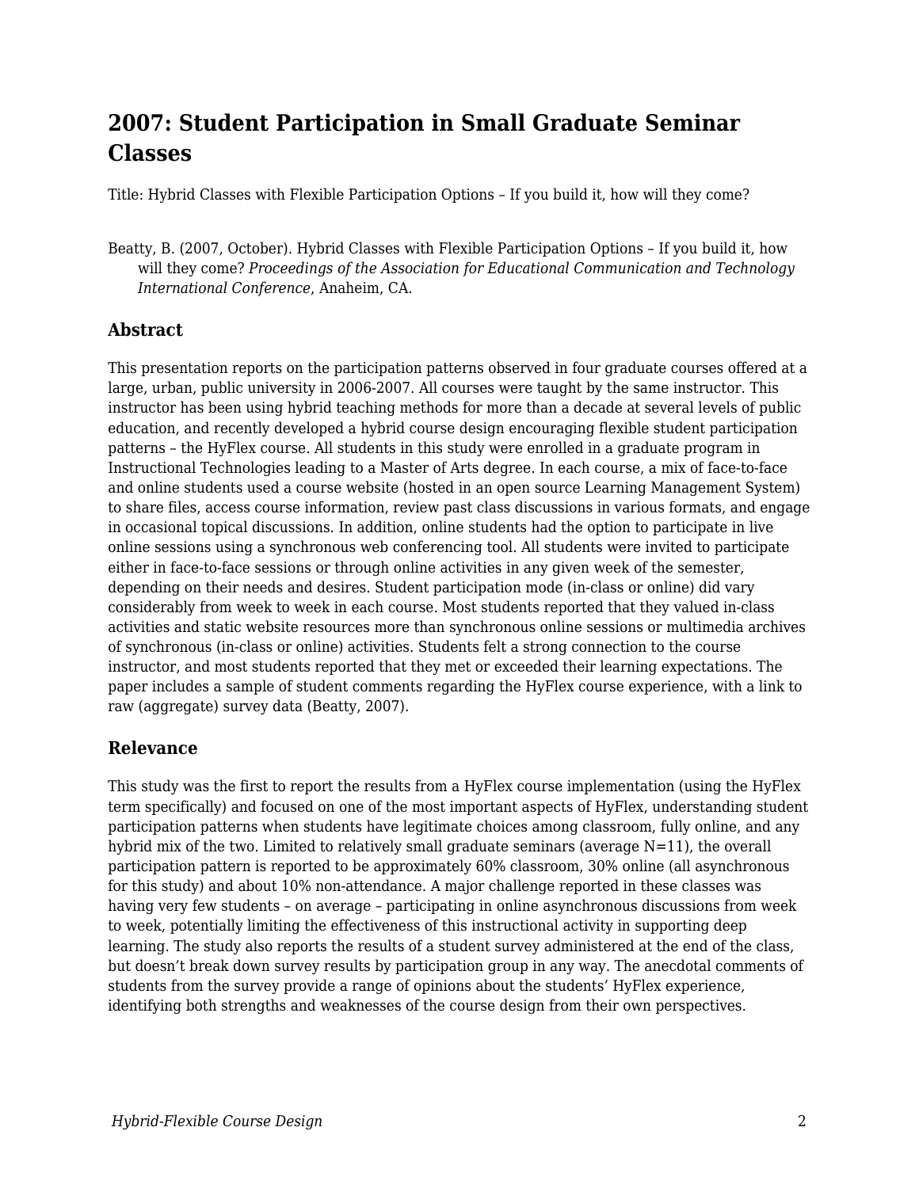## 2007: Student Participation in Small Graduate Seminar Classes

Title: Hybrid Classes with Flexible Participation Options – If you build it, how will they come?

Beatty, B. (2007, October). Hybrid Classes with Flexible Participation Options – If you build it, how will they come? *Proceedings of the Association for Educational Communication and Technology International Conference*, Anaheim, CA.

### Abstract

This presentation reports on the participation patterns observed in four graduate courses offered at a large, urban, public university in 2006-2007. All courses were taught by the same instructor. This instructor has been using hybrid teaching methods for more than a decade at several levels of public education, and recently developed a hybrid course design encouraging flexible student participation patterns – the HyFlex course. All students in this study were enrolled in a graduate program in Instructional Technologies leading to a Master of Arts degree. In each course, a mix of face-to-face and online students used a course website (hosted in an open source Learning Management System) to share files, access course information, review past class discussions in various formats, and engage in occasional topical discussions. In addition, online students had the option to participate in live online sessions using a synchronous web conferencing tool. All students were invited to participate either in face-to-face sessions or through online activities in any given week of the semester, depending on their needs and desires. Student participation mode (in-class or online) did vary considerably from week to week in each course. Most students reported that they valued in-class activities and static website resources more than synchronous online sessions or multimedia archives of synchronous (in-class or online) activities. Students felt a strong connection to the course instructor, and most students reported that they met or exceeded their learning expectations. The paper includes a sample of student comments regarding the HyFlex course experience, with a link to raw (aggregate) survey data (Beatty, 2007).

### Relevance

This study was the first to report the results from a HyFlex course implementation (using the HyFlex term specifically) and focused on one of the most important aspects of HyFlex, understanding student participation patterns when students have legitimate choices among classroom, fully online, and any hybrid mix of the two. Limited to relatively small graduate seminars (average N=11), the overall participation pattern is reported to be approximately 60% classroom, 30% online (all asynchronous for this study) and about 10% non-attendance. A major challenge reported in these classes was having very few students – on average – participating in online asynchronous discussions from week to week, potentially limiting the effectiveness of this instructional activity in supporting deep learning. The study also reports the results of a student survey administered at the end of the class, but doesn't break down survey results by participation group in any way. The anecdotal comments of students from the survey provide a range of opinions about the students' HyFlex experience, identifying both strengths and weaknesses of the course design from their own perspectives.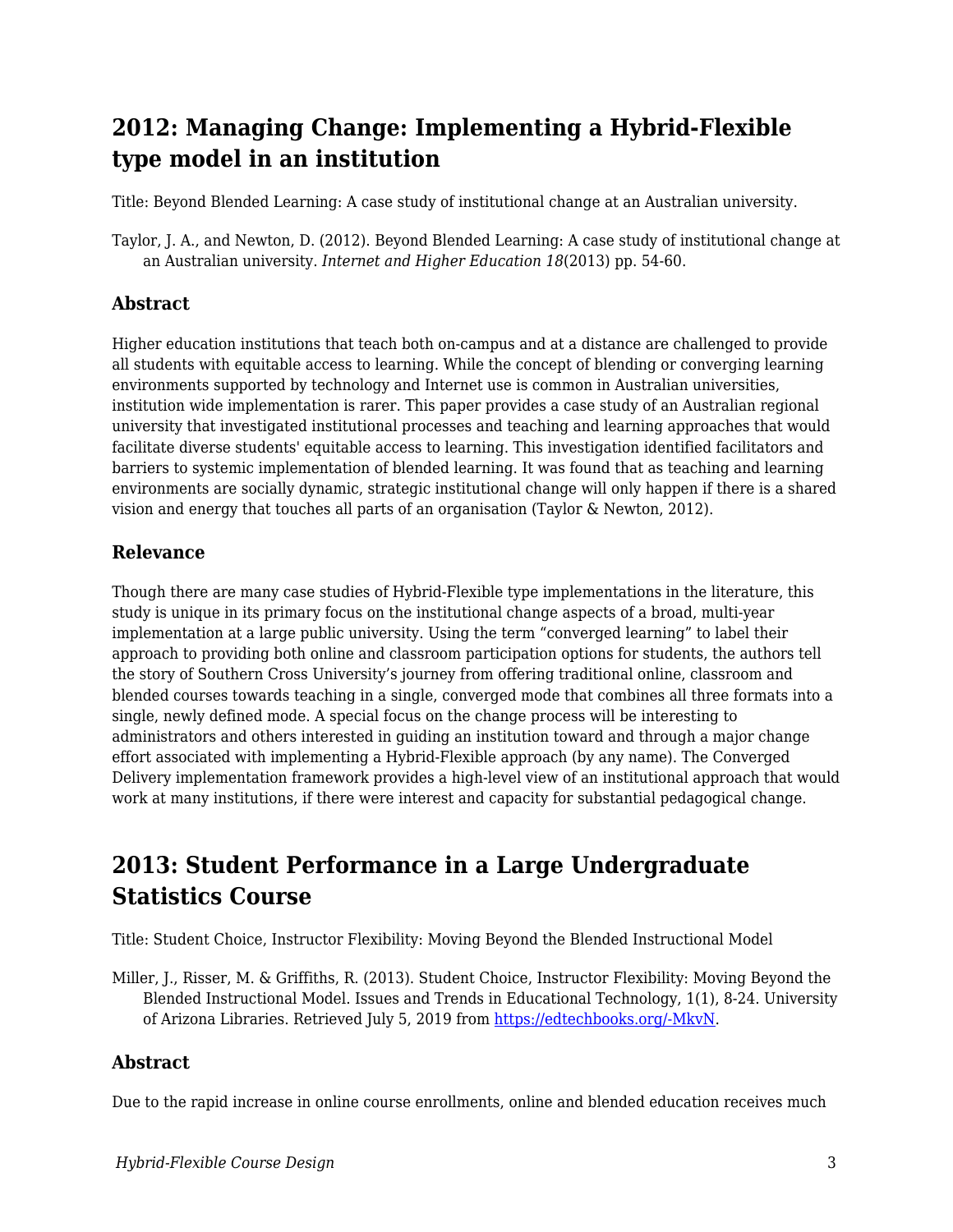## 2012: Managing Change: Implementing a Hybrid-Flexible type model in an institution

Title: Beyond Blended Learning: A case study of institutional change at an Australian university.

Taylor, J. A., and Newton, D. (2012). Beyond Blended Learning: A case study of institutional change at an Australian university. *Internet and Higher Education 18*(2013) pp. 54-60.

### Abstract

Higher education institutions that teach both on-campus and at a distance are challenged to provide all students with equitable access to learning. While the concept of blending or converging learning environments supported by technology and Internet use is common in Australian universities, institution wide implementation is rarer. This paper provides a case study of an Australian regional university that investigated institutional processes and teaching and learning approaches that would facilitate diverse students' equitable access to learning. This investigation identified facilitators and barriers to systemic implementation of blended learning. It was found that as teaching and learning environments are socially dynamic, strategic institutional change will only happen if there is a shared vision and energy that touches all parts of an organisation (Taylor & Newton, 2012).

### Relevance

Though there are many case studies of Hybrid-Flexible type implementations in the literature, this study is unique in its primary focus on the institutional change aspects of a broad, multi-year implementation at a large public university. Using the term "converged learning" to label their approach to providing both online and classroom participation options for students, the authors tell the story of Southern Cross University's journey from offering traditional online, classroom and blended courses towards teaching in a single, converged mode that combines all three formats into a single, newly defined mode. A special focus on the change process will be interesting to administrators and others interested in guiding an institution toward and through a major change effort associated with implementing a Hybrid-Flexible approach (by any name). The Converged Delivery implementation framework provides a high-level view of an institutional approach that would work at many institutions, if there were interest and capacity for substantial pedagogical change.

## 2013: Student Performance in a Large Undergraduate Statistics Course

Title: Student Choice, Instructor Flexibility: Moving Beyond the Blended Instructional Model

Miller, J., Risser, M. & Griffiths, R. (2013). Student Choice, Instructor Flexibility: Moving Beyond the Blended Instructional Model. Issues and Trends in Educational Technology, 1(1), 8-24. University of Arizona Libraries. Retrieved July 5, 2019 from [https://edtechbooks.org/-MkvN](https://edtechbooks.org/-MkvN).

### Abstract

Due to the rapid increase in online course enrollments, online and blended education receives much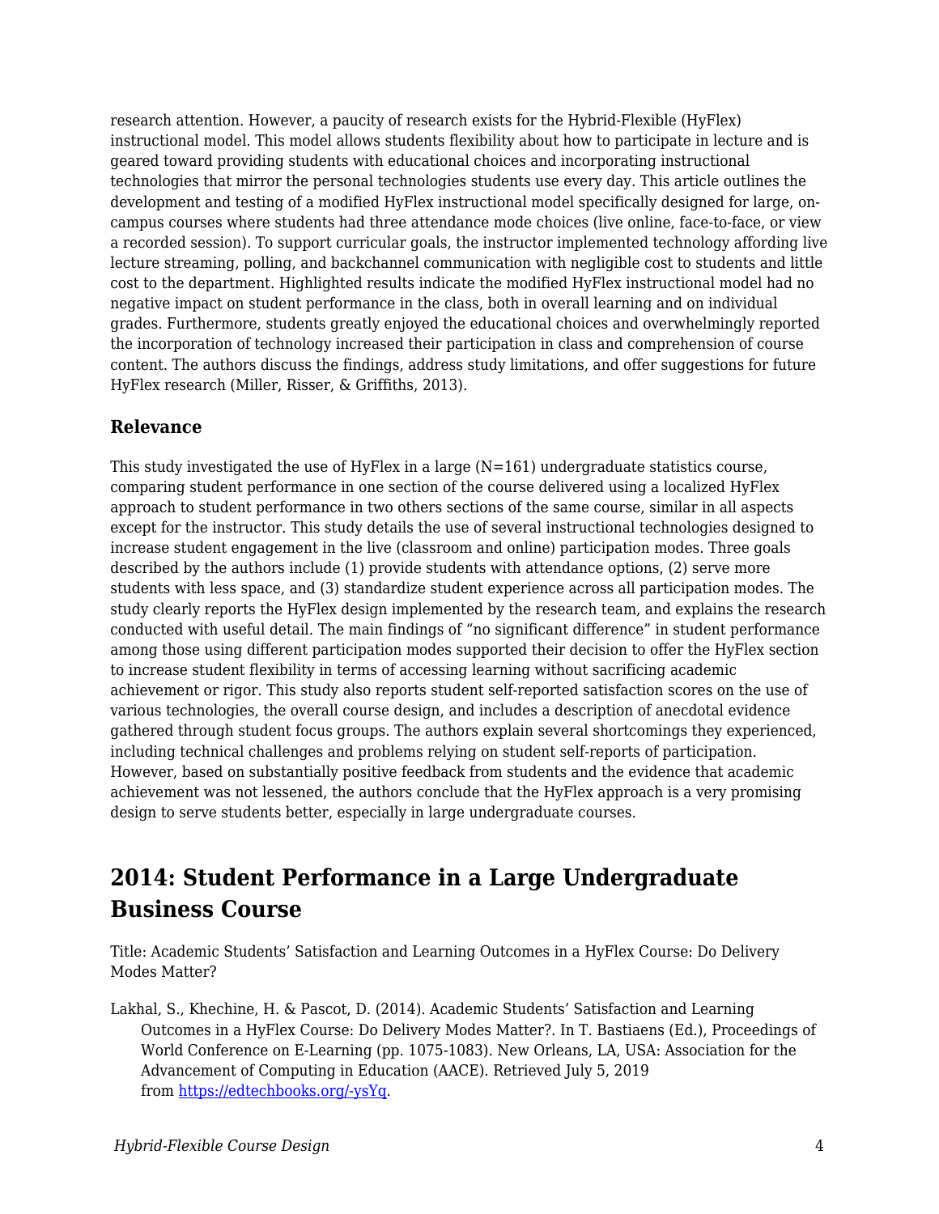research attention. However, a paucity of research exists for the Hybrid-Flexible (HyFlex) instructional model. This model allows students flexibility about how to participate in lecture and is geared toward providing students with educational choices and incorporating instructional technologies that mirror the personal technologies students use every day. This article outlines the development and testing of a modified HyFlex instructional model specifically designed for large, on-campus courses where students had three attendance mode choices (live online, face-to-face, or view a recorded session). To support curricular goals, the instructor implemented technology affording live lecture streaming, polling, and backchannel communication with negligible cost to students and little cost to the department. Highlighted results indicate the modified HyFlex instructional model had no negative impact on student performance in the class, both in overall learning and on individual grades. Furthermore, students greatly enjoyed the educational choices and overwhelmingly reported the incorporation of technology increased their participation in class and comprehension of course content. The authors discuss the findings, address study limitations, and offer suggestions for future HyFlex research (Miller, Risser, & Griffiths, 2013).

### Relevance

This study investigated the use of HyFlex in a large (N=161) undergraduate statistics course, comparing student performance in one section of the course delivered using a localized HyFlex approach to student performance in two others sections of the same course, similar in all aspects except for the instructor. This study details the use of several instructional technologies designed to increase student engagement in the live (classroom and online) participation modes. Three goals described by the authors include (1) provide students with attendance options, (2) serve more students with less space, and (3) standardize student experience across all participation modes. The study clearly reports the HyFlex design implemented by the research team, and explains the research conducted with useful detail. The main findings of “no significant difference” in student performance among those using different participation modes supported their decision to offer the HyFlex section to increase student flexibility in terms of accessing learning without sacrificing academic achievement or rigor. This study also reports student self-reported satisfaction scores on the use of various technologies, the overall course design, and includes a description of anecdotal evidence gathered through student focus groups. The authors explain several shortcomings they experienced, including technical challenges and problems relying on student self-reports of participation. However, based on substantially positive feedback from students and the evidence that academic achievement was not lessened, the authors conclude that the HyFlex approach is a very promising design to serve students better, especially in large undergraduate courses.

## 2014: Student Performance in a Large Undergraduate Business Course

Title: Academic Students’ Satisfaction and Learning Outcomes in a HyFlex Course: Do Delivery Modes Matter?

Lakhal, S., Khechine, H. & Pascot, D. (2014). Academic Students’ Satisfaction and Learning Outcomes in a HyFlex Course: Do Delivery Modes Matter?. In T. Bastiaens (Ed.), Proceedings of World Conference on E-Learning (pp. 1075-1083). New Orleans, LA, USA: Association for the Advancement of Computing in Education (AACE). Retrieved July 5, 2019 from [https://edtechbooks.org/-ysYq](https://edtechbooks.org/-ysYq).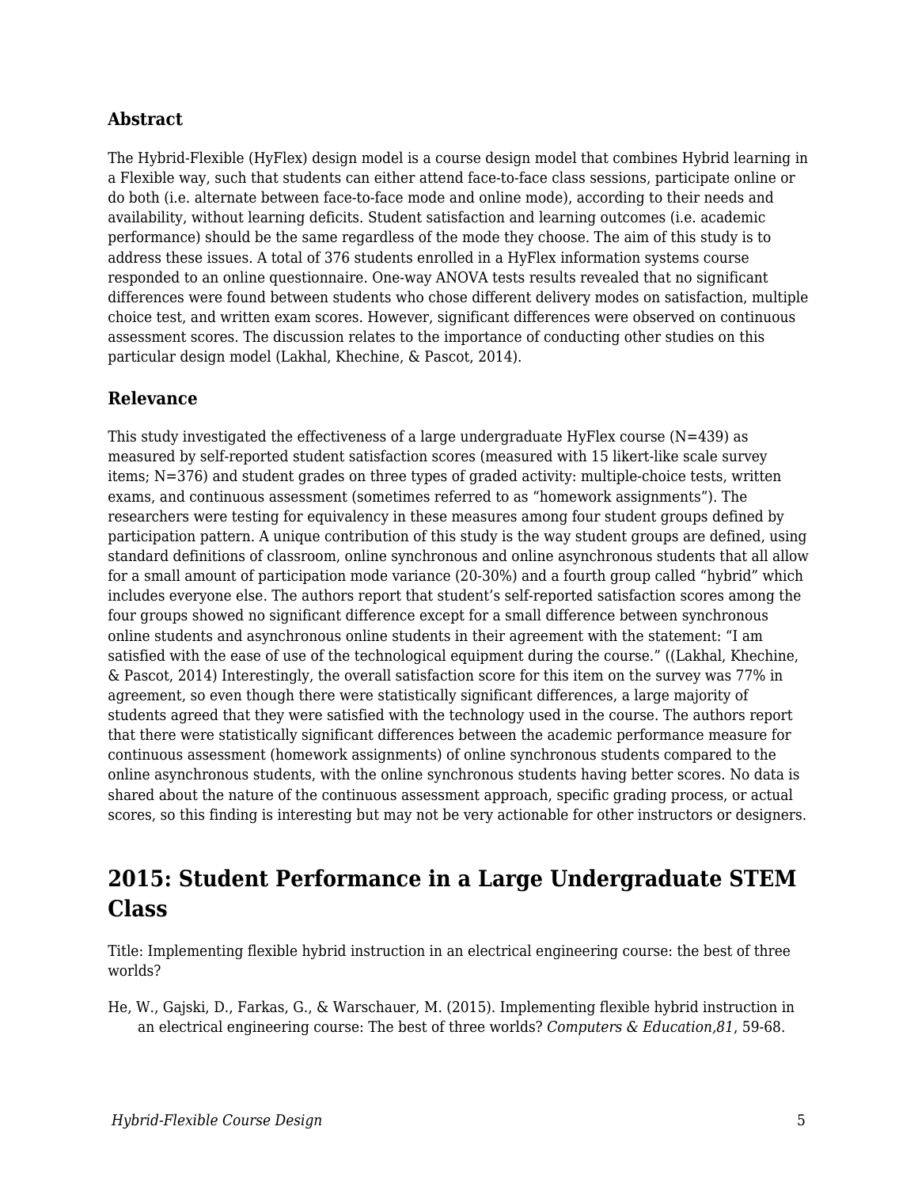### Abstract

The Hybrid-Flexible (HyFlex) design model is a course design model that combines Hybrid learning in a Flexible way, such that students can either attend face-to-face class sessions, participate online or do both (i.e. alternate between face-to-face mode and online mode), according to their needs and availability, without learning deficits. Student satisfaction and learning outcomes (i.e. academic performance) should be the same regardless of the mode they choose. The aim of this study is to address these issues. A total of 376 students enrolled in a HyFlex information systems course responded to an online questionnaire. One-way ANOVA tests results revealed that no significant differences were found between students who chose different delivery modes on satisfaction, multiple choice test, and written exam scores. However, significant differences were observed on continuous assessment scores. The discussion relates to the importance of conducting other studies on this particular design model (Lakhal, Khechine, & Pascot, 2014).

### Relevance

This study investigated the effectiveness of a large undergraduate HyFlex course (N=439) as measured by self-reported student satisfaction scores (measured with 15 likert-like scale survey items; N=376) and student grades on three types of graded activity: multiple-choice tests, written exams, and continuous assessment (sometimes referred to as "homework assignments"). The researchers were testing for equivalency in these measures among four student groups defined by participation pattern. A unique contribution of this study is the way student groups are defined, using standard definitions of classroom, online synchronous and online asynchronous students that all allow for a small amount of participation mode variance (20-30%) and a fourth group called "hybrid" which includes everyone else. The authors report that student's self-reported satisfaction scores among the four groups showed no significant difference except for a small difference between synchronous online students and asynchronous online students in their agreement with the statement: "I am satisfied with the ease of use of the technological equipment during the course." ((Lakhal, Khechine, & Pascot, 2014) Interestingly, the overall satisfaction score for this item on the survey was 77% in agreement, so even though there were statistically significant differences, a large majority of students agreed that they were satisfied with the technology used in the course. The authors report that there were statistically significant differences between the academic performance measure for continuous assessment (homework assignments) of online synchronous students compared to the online asynchronous students, with the online synchronous students having better scores. No data is shared about the nature of the continuous assessment approach, specific grading process, or actual scores, so this finding is interesting but may not be very actionable for other instructors or designers.

## 2015: Student Performance in a Large Undergraduate STEM Class

Title: Implementing flexible hybrid instruction in an electrical engineering course: the best of three worlds?

He, W., Gajski, D., Farkas, G., & Warschauer, M. (2015). Implementing flexible hybrid instruction in an electrical engineering course: The best of three worlds? *Computers & Education,81*, 59-68.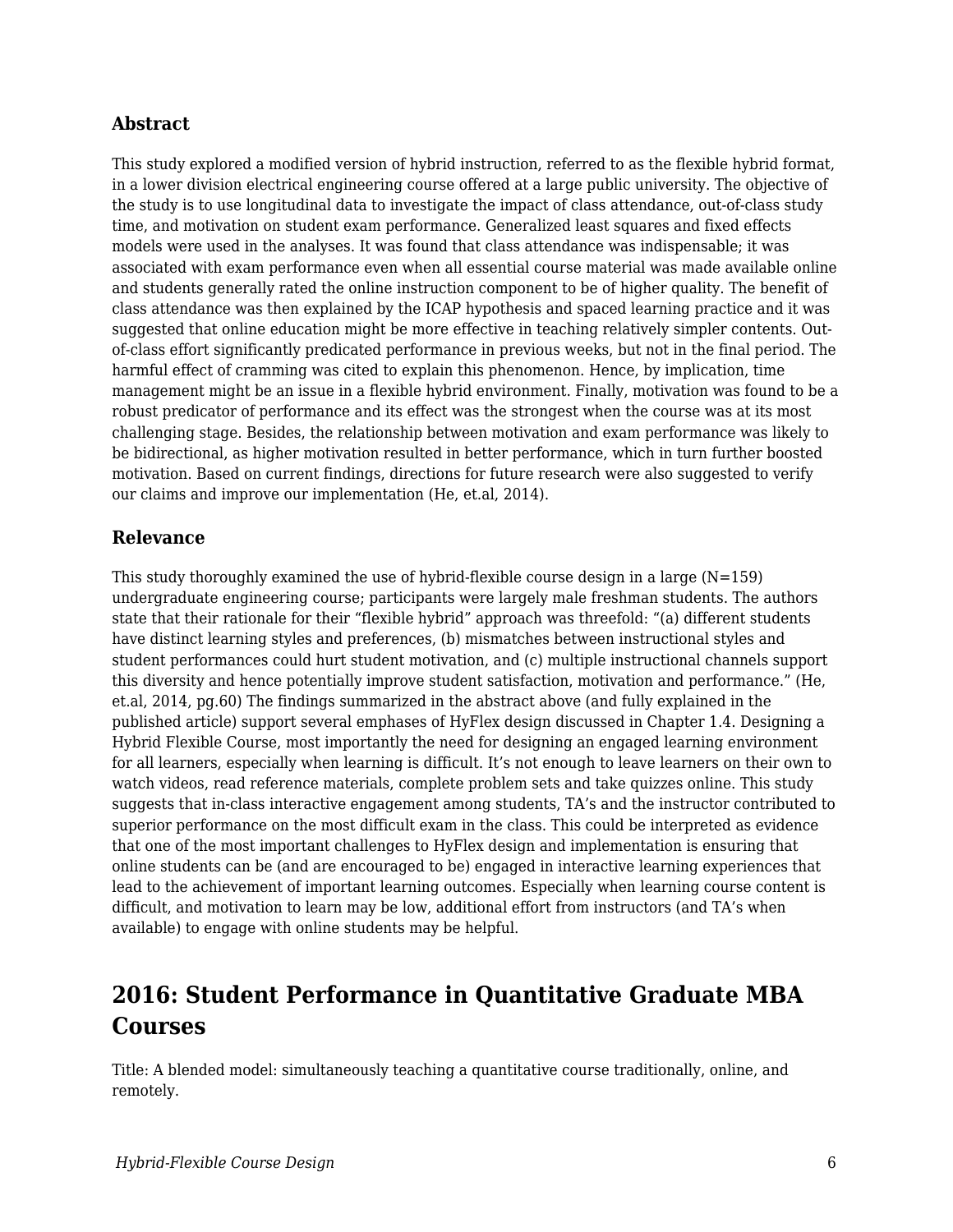### Abstract

This study explored a modified version of hybrid instruction, referred to as the flexible hybrid format, in a lower division electrical engineering course offered at a large public university. The objective of the study is to use longitudinal data to investigate the impact of class attendance, out-of-class study time, and motivation on student exam performance. Generalized least squares and fixed effects models were used in the analyses. It was found that class attendance was indispensable; it was associated with exam performance even when all essential course material was made available online and students generally rated the online instruction component to be of higher quality. The benefit of class attendance was then explained by the ICAP hypothesis and spaced learning practice and it was suggested that online education might be more effective in teaching relatively simpler contents. Out-of-class effort significantly predicated performance in previous weeks, but not in the final period. The harmful effect of cramming was cited to explain this phenomenon. Hence, by implication, time management might be an issue in a flexible hybrid environment. Finally, motivation was found to be a robust predicator of performance and its effect was the strongest when the course was at its most challenging stage. Besides, the relationship between motivation and exam performance was likely to be bidirectional, as higher motivation resulted in better performance, which in turn further boosted motivation. Based on current findings, directions for future research were also suggested to verify our claims and improve our implementation (He, et.al, 2014).

### Relevance

This study thoroughly examined the use of hybrid-flexible course design in a large (N=159) undergraduate engineering course; participants were largely male freshman students. The authors state that their rationale for their "flexible hybrid" approach was threefold: "(a) different students have distinct learning styles and preferences, (b) mismatches between instructional styles and student performances could hurt student motivation, and (c) multiple instructional channels support this diversity and hence potentially improve student satisfaction, motivation and performance." (He, et.al, 2014, pg.60) The findings summarized in the abstract above (and fully explained in the published article) support several emphases of HyFlex design discussed in Chapter 1.4. Designing a Hybrid Flexible Course, most importantly the need for designing an engaged learning environment for all learners, especially when learning is difficult. It's not enough to leave learners on their own to watch videos, read reference materials, complete problem sets and take quizzes online. This study suggests that in-class interactive engagement among students, TA's and the instructor contributed to superior performance on the most difficult exam in the class. This could be interpreted as evidence that one of the most important challenges to HyFlex design and implementation is ensuring that online students can be (and are encouraged to be) engaged in interactive learning experiences that lead to the achievement of important learning outcomes. Especially when learning course content is difficult, and motivation to learn may be low, additional effort from instructors (and TA's when available) to engage with online students may be helpful.

## 2016: Student Performance in Quantitative Graduate MBA Courses

Title: A blended model: simultaneously teaching a quantitative course traditionally, online, and remotely.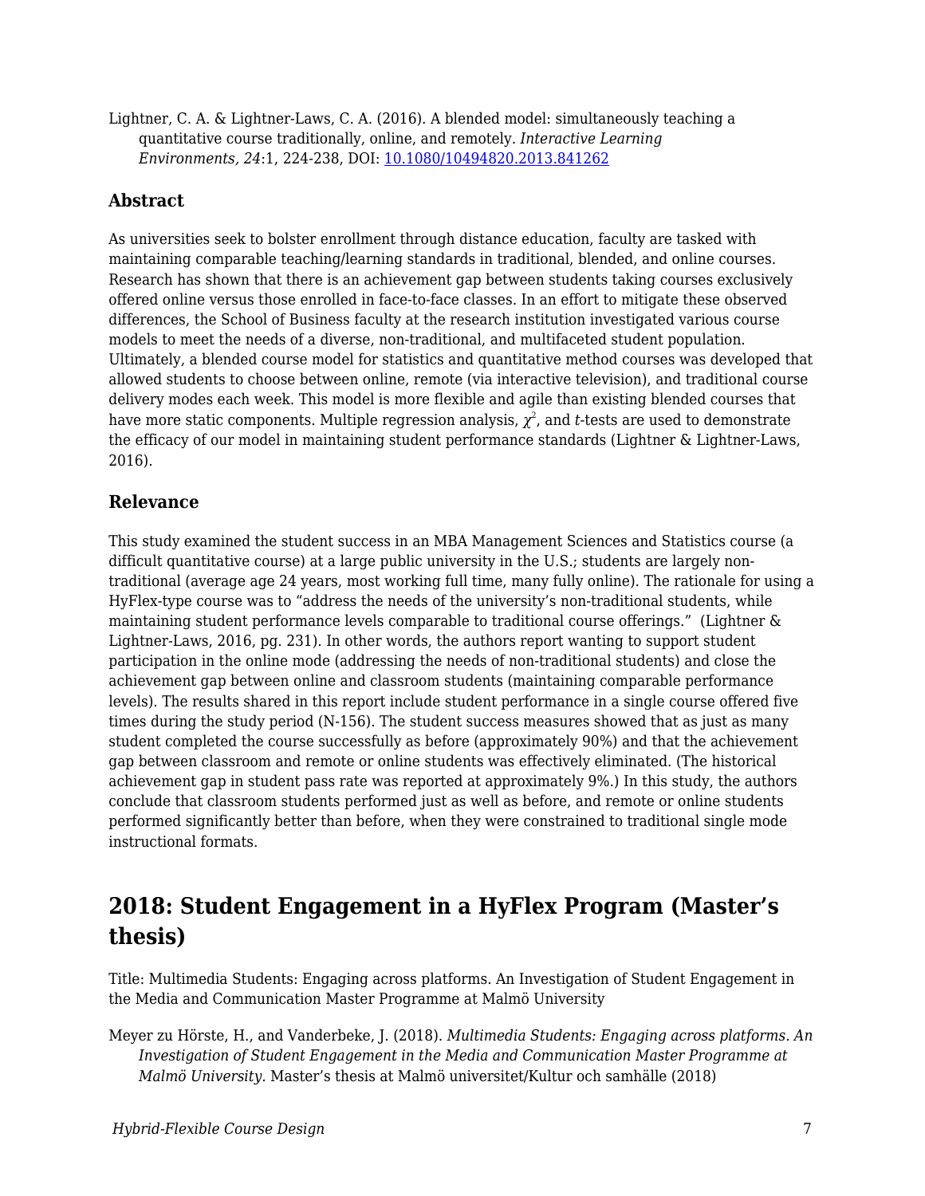Lightner, C. A. & Lightner-Laws, C. A. (2016). A blended model: simultaneously teaching a quantitative course traditionally, online, and remotely. *Interactive Learning Environments, 24*:1, 224-238, DOI: [10.1080/10494820.2013.841262](https://doi.org/10.1080/10494820.2013.841262)

### Abstract

As universities seek to bolster enrollment through distance education, faculty are tasked with maintaining comparable teaching/learning standards in traditional, blended, and online courses. Research has shown that there is an achievement gap between students taking courses exclusively offered online versus those enrolled in face-to-face classes. In an effort to mitigate these observed differences, the School of Business faculty at the research institution investigated various course models to meet the needs of a diverse, non-traditional, and multifaceted student population. Ultimately, a blended course model for statistics and quantitative method courses was developed that allowed students to choose between online, remote (via interactive television), and traditional course delivery modes each week. This model is more flexible and agile than existing blended courses that have more static components. Multiple regression analysis, $\chi^2$, and *t*-tests are used to demonstrate the efficacy of our model in maintaining student performance standards (Lightner & Lightner-Laws, 2016).

### Relevance

This study examined the student success in an MBA Management Sciences and Statistics course (a difficult quantitative course) at a large public university in the U.S.; students are largely non-traditional (average age 24 years, most working full time, many fully online). The rationale for using a HyFlex-type course was to "address the needs of the university's non-traditional students, while maintaining student performance levels comparable to traditional course offerings." (Lightner & Lightner-Laws, 2016, pg. 231). In other words, the authors report wanting to support student participation in the online mode (addressing the needs of non-traditional students) and close the achievement gap between online and classroom students (maintaining comparable performance levels). The results shared in this report include student performance in a single course offered five times during the study period (N-156). The student success measures showed that as just as many student completed the course successfully as before (approximately 90%) and that the achievement gap between classroom and remote or online students was effectively eliminated. (The historical achievement gap in student pass rate was reported at approximately 9%.) In this study, the authors conclude that classroom students performed just as well as before, and remote or online students performed significantly better than before, when they were constrained to traditional single mode instructional formats.

## 2018: Student Engagement in a HyFlex Program (Master's thesis)

Title: Multimedia Students: Engaging across platforms. An Investigation of Student Engagement in the Media and Communication Master Programme at Malmö University

Meyer zu Hörste, H., and Vanderbeke, J. (2018). *Multimedia Students: Engaging across platforms. An Investigation of Student Engagement in the Media and Communication Master Programme at Malmö University.* Master's thesis at Malmö universitet/Kultur och samhälle (2018)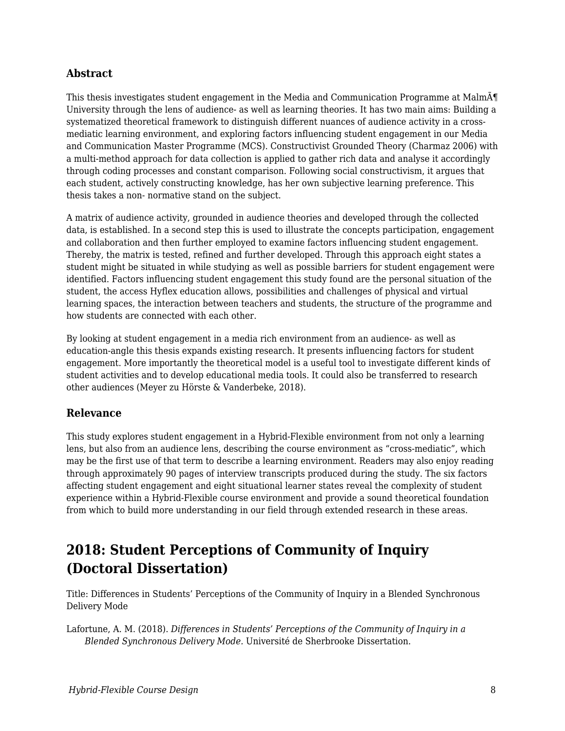### Abstract

This thesis investigates student engagement in the Media and Communication Programme at MalmÃ¶ University through the lens of audience- as well as learning theories. It has two main aims: Building a systematized theoretical framework to distinguish different nuances of audience activity in a cross-mediatic learning environment, and exploring factors influencing student engagement in our Media and Communication Master Programme (MCS). Constructivist Grounded Theory (Charmaz 2006) with a multi-method approach for data collection is applied to gather rich data and analyse it accordingly through coding processes and constant comparison. Following social constructivism, it argues that each student, actively constructing knowledge, has her own subjective learning preference. This thesis takes a non- normative stand on the subject.

A matrix of audience activity, grounded in audience theories and developed through the collected data, is established. In a second step this is used to illustrate the concepts participation, engagement and collaboration and then further employed to examine factors influencing student engagement. Thereby, the matrix is tested, refined and further developed. Through this approach eight states a student might be situated in while studying as well as possible barriers for student engagement were identified. Factors influencing student engagement this study found are the personal situation of the student, the access Hyflex education allows, possibilities and challenges of physical and virtual learning spaces, the interaction between teachers and students, the structure of the programme and how students are connected with each other.

By looking at student engagement in a media rich environment from an audience- as well as education-angle this thesis expands existing research. It presents influencing factors for student engagement. More importantly the theoretical model is a useful tool to investigate different kinds of student activities and to develop educational media tools. It could also be transferred to research other audiences (Meyer zu Hörste & Vanderbeke, 2018).

### Relevance

This study explores student engagement in a Hybrid-Flexible environment from not only a learning lens, but also from an audience lens, describing the course environment as “cross-mediatic”, which may be the first use of that term to describe a learning environment. Readers may also enjoy reading through approximately 90 pages of interview transcripts produced during the study. The six factors affecting student engagement and eight situational learner states reveal the complexity of student experience within a Hybrid-Flexible course environment and provide a sound theoretical foundation from which to build more understanding in our field through extended research in these areas.

## 2018: Student Perceptions of Community of Inquiry (Doctoral Dissertation)

Title: Differences in Students’ Perceptions of the Community of Inquiry in a Blended Synchronous Delivery Mode

Lafortune, A. M. (2018). *Differences in Students’ Perceptions of the Community of Inquiry in a Blended Synchronous Delivery Mode*. Université de Sherbrooke Dissertation.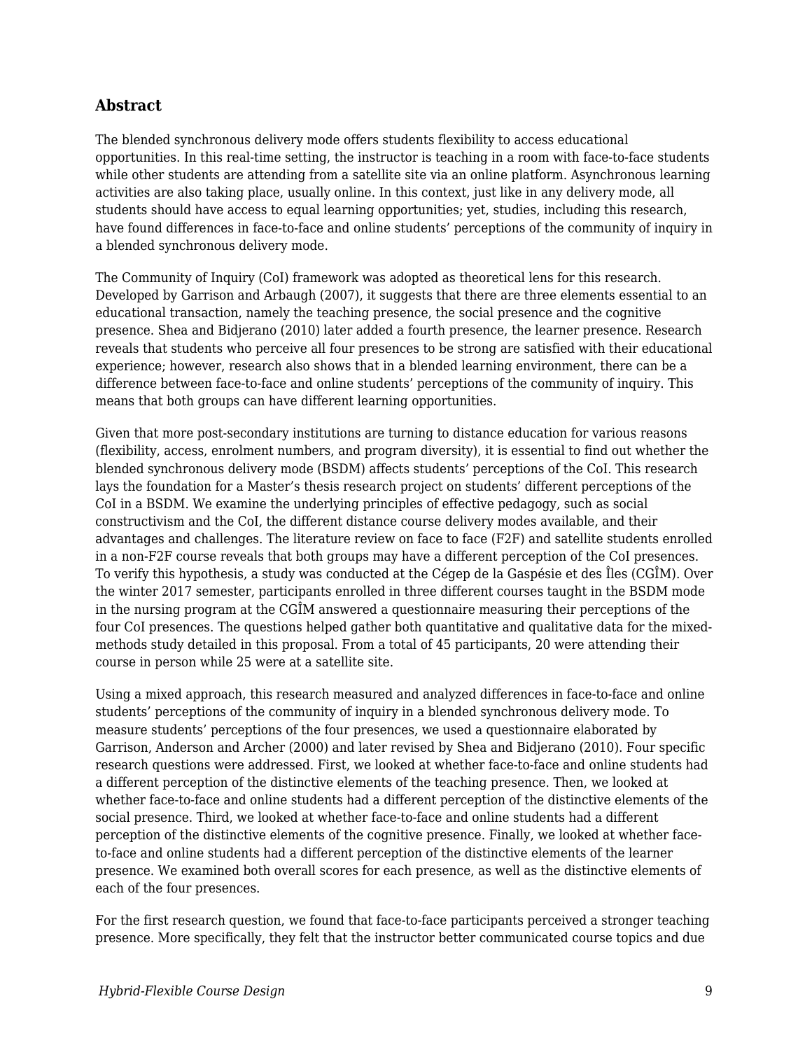## Abstract

The blended synchronous delivery mode offers students flexibility to access educational opportunities. In this real-time setting, the instructor is teaching in a room with face-to-face students while other students are attending from a satellite site via an online platform. Asynchronous learning activities are also taking place, usually online. In this context, just like in any delivery mode, all students should have access to equal learning opportunities; yet, studies, including this research, have found differences in face-to-face and online students' perceptions of the community of inquiry in a blended synchronous delivery mode.

The Community of Inquiry (CoI) framework was adopted as theoretical lens for this research. Developed by Garrison and Arbaugh (2007), it suggests that there are three elements essential to an educational transaction, namely the teaching presence, the social presence and the cognitive presence. Shea and Bidjerano (2010) later added a fourth presence, the learner presence. Research reveals that students who perceive all four presences to be strong are satisfied with their educational experience; however, research also shows that in a blended learning environment, there can be a difference between face-to-face and online students' perceptions of the community of inquiry. This means that both groups can have different learning opportunities.

Given that more post-secondary institutions are turning to distance education for various reasons (flexibility, access, enrolment numbers, and program diversity), it is essential to find out whether the blended synchronous delivery mode (BSDM) affects students' perceptions of the CoI. This research lays the foundation for a Master's thesis research project on students' different perceptions of the CoI in a BSDM. We examine the underlying principles of effective pedagogy, such as social constructivism and the CoI, the different distance course delivery modes available, and their advantages and challenges. The literature review on face to face (F2F) and satellite students enrolled in a non-F2F course reveals that both groups may have a different perception of the CoI presences. To verify this hypothesis, a study was conducted at the Cégep de la Gaspésie et des Îles (CGÎM). Over the winter 2017 semester, participants enrolled in three different courses taught in the BSDM mode in the nursing program at the CGÎM answered a questionnaire measuring their perceptions of the four CoI presences. The questions helped gather both quantitative and qualitative data for the mixed-methods study detailed in this proposal. From a total of 45 participants, 20 were attending their course in person while 25 were at a satellite site.

Using a mixed approach, this research measured and analyzed differences in face-to-face and online students' perceptions of the community of inquiry in a blended synchronous delivery mode. To measure students' perceptions of the four presences, we used a questionnaire elaborated by Garrison, Anderson and Archer (2000) and later revised by Shea and Bidjerano (2010). Four specific research questions were addressed. First, we looked at whether face-to-face and online students had a different perception of the distinctive elements of the teaching presence. Then, we looked at whether face-to-face and online students had a different perception of the distinctive elements of the social presence. Third, we looked at whether face-to-face and online students had a different perception of the distinctive elements of the cognitive presence. Finally, we looked at whether face-to-face and online students had a different perception of the distinctive elements of the learner presence. We examined both overall scores for each presence, as well as the distinctive elements of each of the four presences.

For the first research question, we found that face-to-face participants perceived a stronger teaching presence. More specifically, they felt that the instructor better communicated course topics and due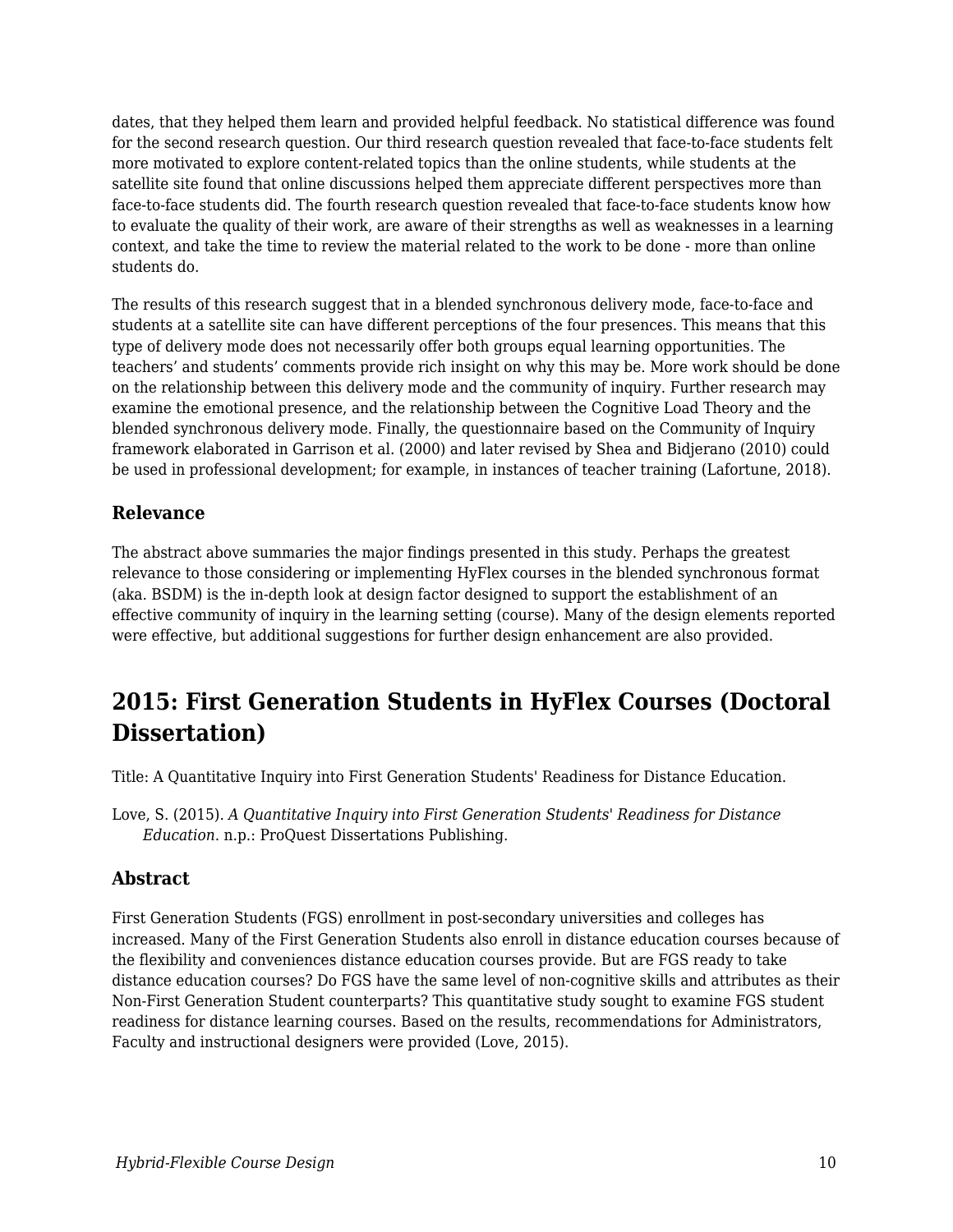dates, that they helped them learn and provided helpful feedback. No statistical difference was found for the second research question. Our third research question revealed that face-to-face students felt more motivated to explore content-related topics than the online students, while students at the satellite site found that online discussions helped them appreciate different perspectives more than face-to-face students did. The fourth research question revealed that face-to-face students know how to evaluate the quality of their work, are aware of their strengths as well as weaknesses in a learning context, and take the time to review the material related to the work to be done - more than online students do.

The results of this research suggest that in a blended synchronous delivery mode, face-to-face and students at a satellite site can have different perceptions of the four presences. This means that this type of delivery mode does not necessarily offer both groups equal learning opportunities. The teachers' and students' comments provide rich insight on why this may be. More work should be done on the relationship between this delivery mode and the community of inquiry. Further research may examine the emotional presence, and the relationship between the Cognitive Load Theory and the blended synchronous delivery mode. Finally, the questionnaire based on the Community of Inquiry framework elaborated in Garrison et al. (2000) and later revised by Shea and Bidjerano (2010) could be used in professional development; for example, in instances of teacher training (Lafortune, 2018).

### Relevance

The abstract above summaries the major findings presented in this study. Perhaps the greatest relevance to those considering or implementing HyFlex courses in the blended synchronous format (aka. BSDM) is the in-depth look at design factor designed to support the establishment of an effective community of inquiry in the learning setting (course). Many of the design elements reported were effective, but additional suggestions for further design enhancement are also provided.

## 2015: First Generation Students in HyFlex Courses (Doctoral Dissertation)

Title: A Quantitative Inquiry into First Generation Students' Readiness for Distance Education.

Love, S. (2015). *A Quantitative Inquiry into First Generation Students' Readiness for Distance Education*. n.p.: ProQuest Dissertations Publishing.

### Abstract

First Generation Students (FGS) enrollment in post-secondary universities and colleges has increased. Many of the First Generation Students also enroll in distance education courses because of the flexibility and conveniences distance education courses provide. But are FGS ready to take distance education courses? Do FGS have the same level of non-cognitive skills and attributes as their Non-First Generation Student counterparts? This quantitative study sought to examine FGS student readiness for distance learning courses. Based on the results, recommendations for Administrators, Faculty and instructional designers were provided (Love, 2015).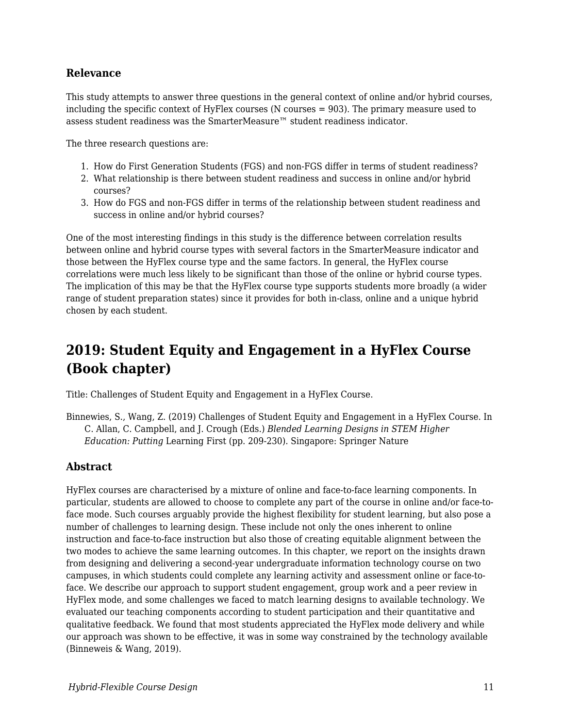### Relevance

This study attempts to answer three questions in the general context of online and/or hybrid courses, including the specific context of HyFlex courses (N courses = 903). The primary measure used to assess student readiness was the SmarterMeasure™ student readiness indicator.

The three research questions are:

1. How do First Generation Students (FGS) and non-FGS differ in terms of student readiness?
2. What relationship is there between student readiness and success in online and/or hybrid courses?
3. How do FGS and non-FGS differ in terms of the relationship between student readiness and success in online and/or hybrid courses?

One of the most interesting findings in this study is the difference between correlation results between online and hybrid course types with several factors in the SmarterMeasure indicator and those between the HyFlex course type and the same factors. In general, the HyFlex course correlations were much less likely to be significant than those of the online or hybrid course types. The implication of this may be that the HyFlex course type supports students more broadly (a wider range of student preparation states) since it provides for both in-class, online and a unique hybrid chosen by each student.

## 2019: Student Equity and Engagement in a HyFlex Course (Book chapter)

Title: Challenges of Student Equity and Engagement in a HyFlex Course.

Binnewies, S., Wang, Z. (2019) Challenges of Student Equity and Engagement in a HyFlex Course. In C. Allan, C. Campbell, and J. Crough (Eds.) *Blended Learning Designs in STEM Higher Education: Putting* Learning First (pp. 209-230). Singapore: Springer Nature

### Abstract

HyFlex courses are characterised by a mixture of online and face-to-face learning components. In particular, students are allowed to choose to complete any part of the course in online and/or face-to-face mode. Such courses arguably provide the highest flexibility for student learning, but also pose a number of challenges to learning design. These include not only the ones inherent to online instruction and face-to-face instruction but also those of creating equitable alignment between the two modes to achieve the same learning outcomes. In this chapter, we report on the insights drawn from designing and delivering a second-year undergraduate information technology course on two campuses, in which students could complete any learning activity and assessment online or face-to-face. We describe our approach to support student engagement, group work and a peer review in HyFlex mode, and some challenges we faced to match learning designs to available technology. We evaluated our teaching components according to student participation and their quantitative and qualitative feedback. We found that most students appreciated the HyFlex mode delivery and while our approach was shown to be effective, it was in some way constrained by the technology available (Binneweis & Wang, 2019).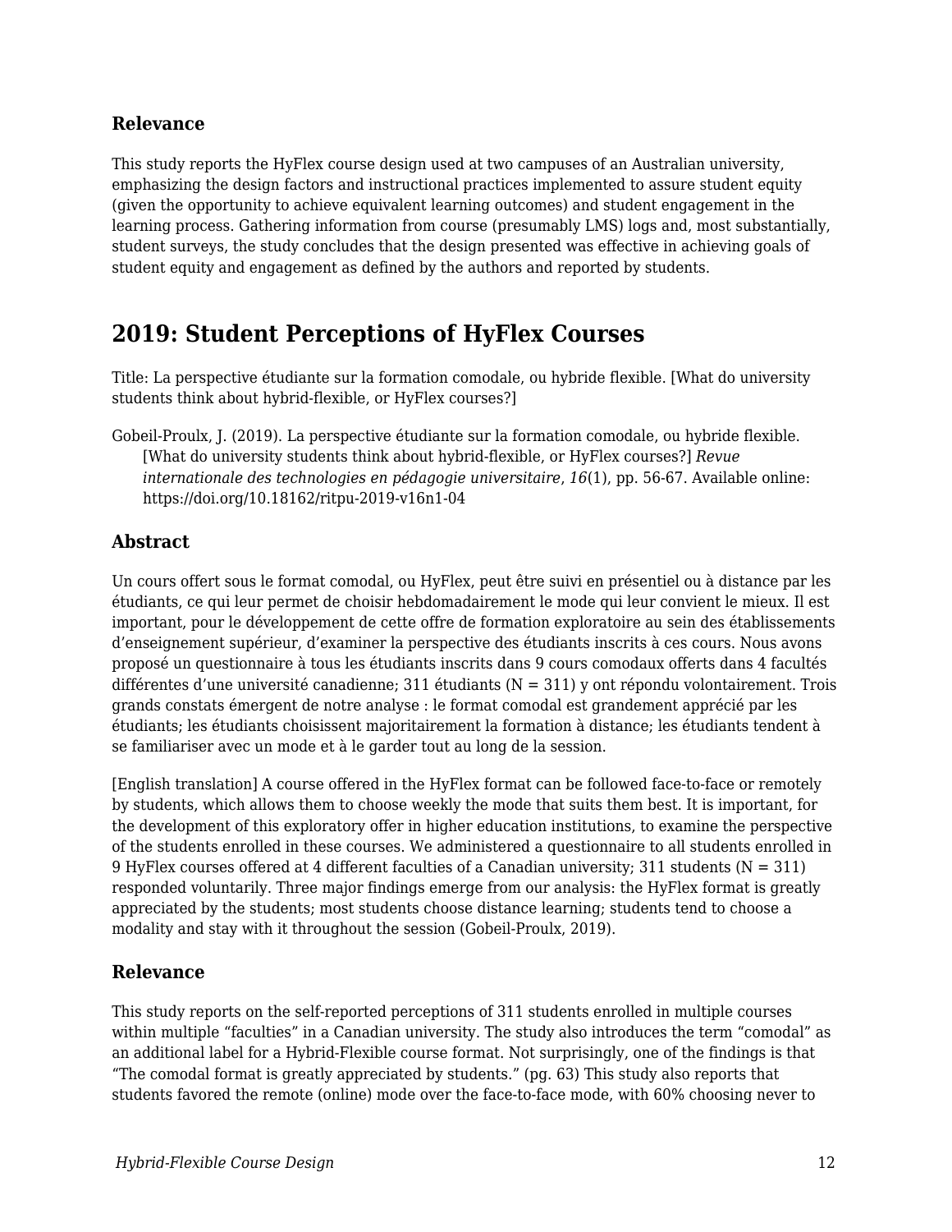### Relevance

This study reports the HyFlex course design used at two campuses of an Australian university, emphasizing the design factors and instructional practices implemented to assure student equity (given the opportunity to achieve equivalent learning outcomes) and student engagement in the learning process. Gathering information from course (presumably LMS) logs and, most substantially, student surveys, the study concludes that the design presented was effective in achieving goals of student equity and engagement as defined by the authors and reported by students.

## 2019: Student Perceptions of HyFlex Courses

Title: La perspective étudiante sur la formation comodale, ou hybride flexible. [What do university students think about hybrid-flexible, or HyFlex courses?]

Gobeil-Proulx, J. (2019). La perspective étudiante sur la formation comodale, ou hybride flexible. [What do university students think about hybrid-flexible, or HyFlex courses?] *Revue internationale des technologies en pédagogie universitaire*, *16*(1), pp. 56-67. Available online: https://doi.org/10.18162/ritpu-2019-v16n1-04

### Abstract

Un cours offert sous le format comodal, ou HyFlex, peut être suivi en présentiel ou à distance par les étudiants, ce qui leur permet de choisir hebdomadairement le mode qui leur convient le mieux. Il est important, pour le développement de cette offre de formation exploratoire au sein des établissements d'enseignement supérieur, d'examiner la perspective des étudiants inscrits à ces cours. Nous avons proposé un questionnaire à tous les étudiants inscrits dans 9 cours comodaux offerts dans 4 facultés différentes d'une université canadienne; 311 étudiants (N = 311) y ont répondu volontairement. Trois grands constats émergent de notre analyse : le format comodal est grandement apprécié par les étudiants; les étudiants choisissent majoritairement la formation à distance; les étudiants tendent à se familiariser avec un mode et à le garder tout au long de la session.

[English translation] A course offered in the HyFlex format can be followed face-to-face or remotely by students, which allows them to choose weekly the mode that suits them best. It is important, for the development of this exploratory offer in higher education institutions, to examine the perspective of the students enrolled in these courses. We administered a questionnaire to all students enrolled in 9 HyFlex courses offered at 4 different faculties of a Canadian university; 311 students (N = 311) responded voluntarily. Three major findings emerge from our analysis: the HyFlex format is greatly appreciated by the students; most students choose distance learning; students tend to choose a modality and stay with it throughout the session (Gobeil-Proulx, 2019).

### Relevance

This study reports on the self-reported perceptions of 311 students enrolled in multiple courses within multiple "faculties" in a Canadian university. The study also introduces the term "comodal" as an additional label for a Hybrid-Flexible course format. Not surprisingly, one of the findings is that "The comodal format is greatly appreciated by students." (pg. 63) This study also reports that students favored the remote (online) mode over the face-to-face mode, with 60% choosing never to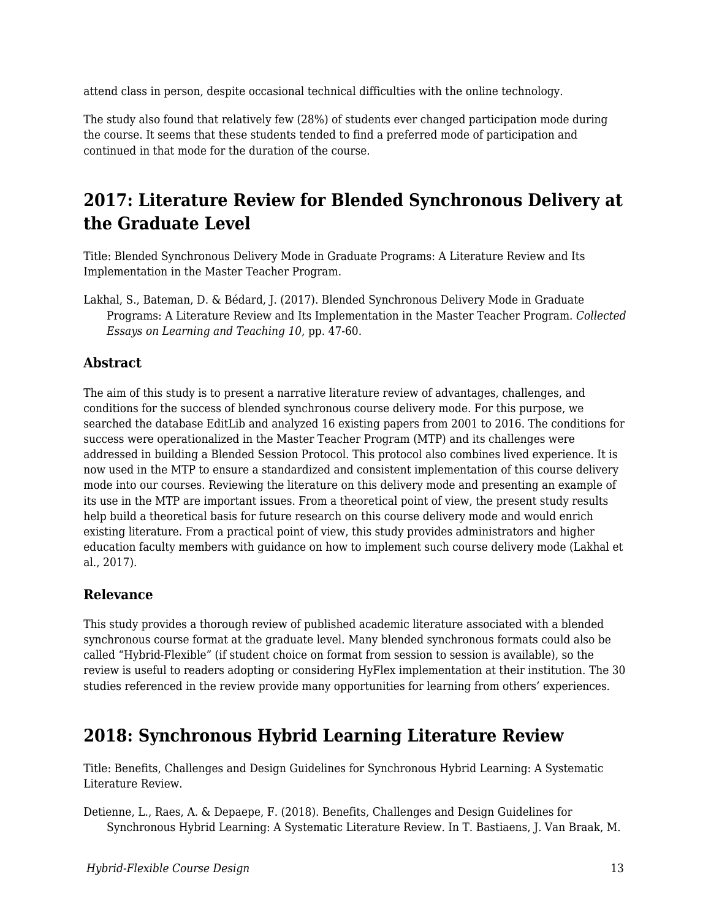attend class in person, despite occasional technical difficulties with the online technology.

The study also found that relatively few (28%) of students ever changed participation mode during the course. It seems that these students tended to find a preferred mode of participation and continued in that mode for the duration of the course.

## 2017: Literature Review for Blended Synchronous Delivery at the Graduate Level

Title: Blended Synchronous Delivery Mode in Graduate Programs: A Literature Review and Its Implementation in the Master Teacher Program.

Lakhal, S., Bateman, D. & Bédard, J. (2017). Blended Synchronous Delivery Mode in Graduate Programs: A Literature Review and Its Implementation in the Master Teacher Program. *Collected Essays on Learning and Teaching 10*, pp. 47-60.

### Abstract

The aim of this study is to present a narrative literature review of advantages, challenges, and conditions for the success of blended synchronous course delivery mode. For this purpose, we searched the database EditLib and analyzed 16 existing papers from 2001 to 2016. The conditions for success were operationalized in the Master Teacher Program (MTP) and its challenges were addressed in building a Blended Session Protocol. This protocol also combines lived experience. It is now used in the MTP to ensure a standardized and consistent implementation of this course delivery mode into our courses. Reviewing the literature on this delivery mode and presenting an example of its use in the MTP are important issues. From a theoretical point of view, the present study results help build a theoretical basis for future research on this course delivery mode and would enrich existing literature. From a practical point of view, this study provides administrators and higher education faculty members with guidance on how to implement such course delivery mode (Lakhal et al., 2017).

### Relevance

This study provides a thorough review of published academic literature associated with a blended synchronous course format at the graduate level. Many blended synchronous formats could also be called "Hybrid-Flexible" (if student choice on format from session to session is available), so the review is useful to readers adopting or considering HyFlex implementation at their institution. The 30 studies referenced in the review provide many opportunities for learning from others' experiences.

## 2018: Synchronous Hybrid Learning Literature Review

Title: Benefits, Challenges and Design Guidelines for Synchronous Hybrid Learning: A Systematic Literature Review.

Detienne, L., Raes, A. & Depaepe, F. (2018). Benefits, Challenges and Design Guidelines for Synchronous Hybrid Learning: A Systematic Literature Review. In T. Bastiaens, J. Van Braak, M.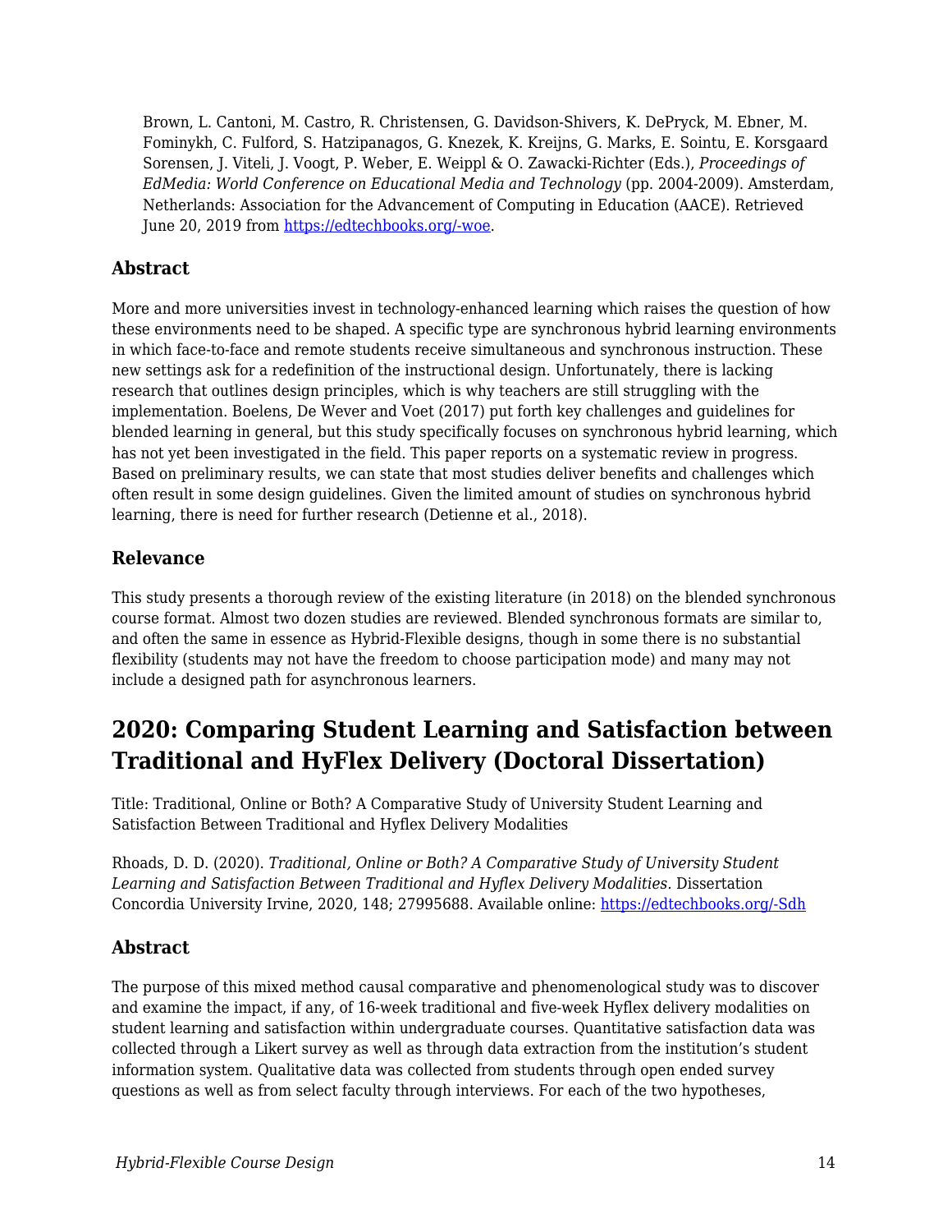Brown, L. Cantoni, M. Castro, R. Christensen, G. Davidson-Shivers, K. DePryck, M. Ebner, M. Fominykh, C. Fulford, S. Hatzipanagos, G. Knezek, K. Kreijns, G. Marks, E. Sointu, E. Korsgaard Sorensen, J. Viteli, J. Voogt, P. Weber, E. Weippl & O. Zawacki-Richter (Eds.), *Proceedings of EdMedia: World Conference on Educational Media and Technology* (pp. 2004-2009). Amsterdam, Netherlands: Association for the Advancement of Computing in Education (AACE). Retrieved June 20, 2019 from [https://edtechbooks.org/-woe](https://edtechbooks.org/-woe).

### Abstract

More and more universities invest in technology-enhanced learning which raises the question of how these environments need to be shaped. A specific type are synchronous hybrid learning environments in which face-to-face and remote students receive simultaneous and synchronous instruction. These new settings ask for a redefinition of the instructional design. Unfortunately, there is lacking research that outlines design principles, which is why teachers are still struggling with the implementation. Boelens, De Wever and Voet (2017) put forth key challenges and guidelines for blended learning in general, but this study specifically focuses on synchronous hybrid learning, which has not yet been investigated in the field. This paper reports on a systematic review in progress. Based on preliminary results, we can state that most studies deliver benefits and challenges which often result in some design guidelines. Given the limited amount of studies on synchronous hybrid learning, there is need for further research (Detienne et al., 2018).

### Relevance

This study presents a thorough review of the existing literature (in 2018) on the blended synchronous course format. Almost two dozen studies are reviewed. Blended synchronous formats are similar to, and often the same in essence as Hybrid-Flexible designs, though in some there is no substantial flexibility (students may not have the freedom to choose participation mode) and many may not include a designed path for asynchronous learners.

## 2020: Comparing Student Learning and Satisfaction between Traditional and HyFlex Delivery (Doctoral Dissertation)

Title: Traditional, Online or Both? A Comparative Study of University Student Learning and Satisfaction Between Traditional and Hyflex Delivery Modalities

Rhoads, D. D. (2020). *Traditional, Online or Both? A Comparative Study of University Student Learning and Satisfaction Between Traditional and Hyflex Delivery Modalities.* Dissertation Concordia University Irvine, 2020, 148; 27995688. Available online: [https://edtechbooks.org/-Sdh](https://edtechbooks.org/-Sdh)

### Abstract

The purpose of this mixed method causal comparative and phenomenological study was to discover and examine the impact, if any, of 16-week traditional and five-week Hyflex delivery modalities on student learning and satisfaction within undergraduate courses. Quantitative satisfaction data was collected through a Likert survey as well as through data extraction from the institution's student information system. Qualitative data was collected from students through open ended survey questions as well as from select faculty through interviews. For each of the two hypotheses,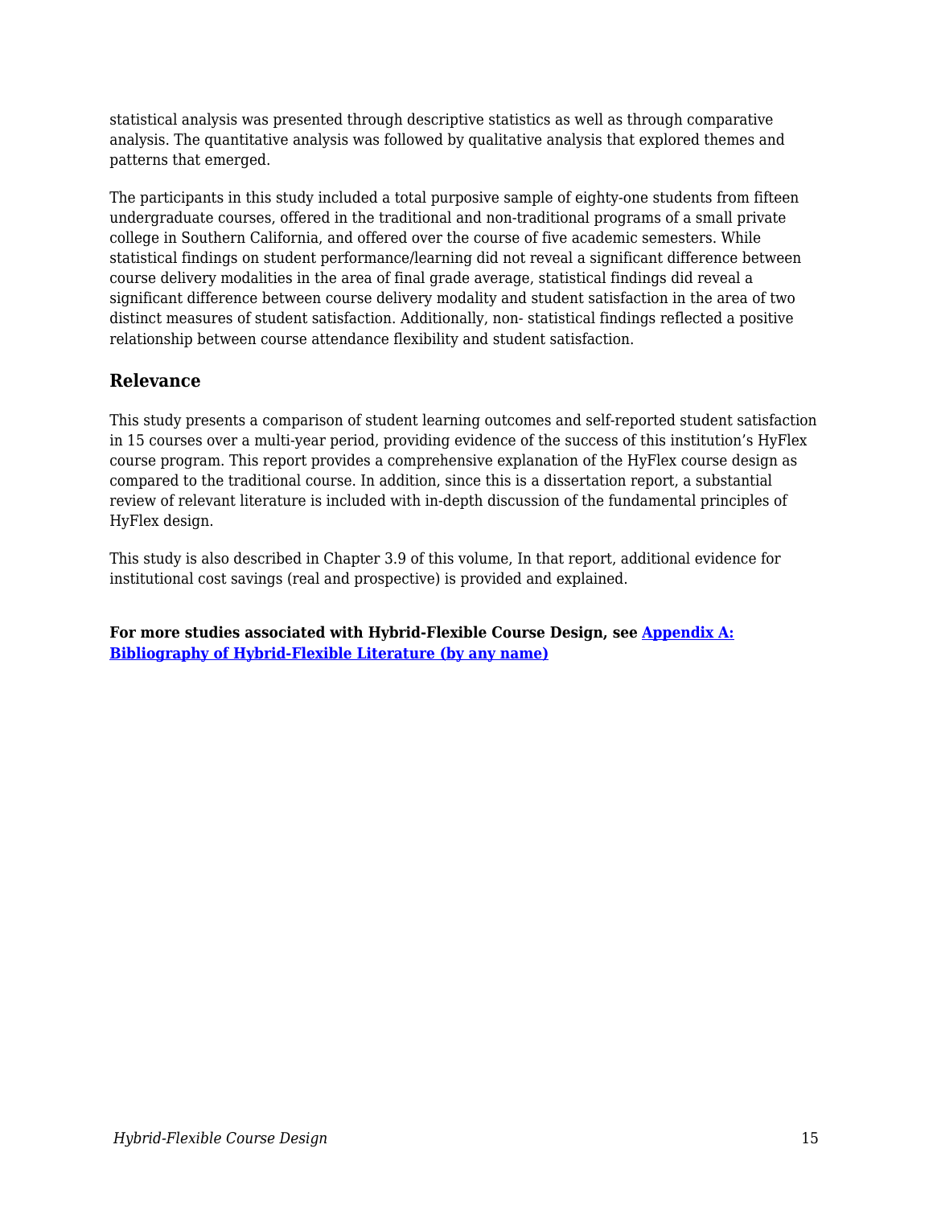statistical analysis was presented through descriptive statistics as well as through comparative analysis. The quantitative analysis was followed by qualitative analysis that explored themes and patterns that emerged.

The participants in this study included a total purposive sample of eighty-one students from fifteen undergraduate courses, offered in the traditional and non-traditional programs of a small private college in Southern California, and offered over the course of five academic semesters. While statistical findings on student performance/learning did not reveal a significant difference between course delivery modalities in the area of final grade average, statistical findings did reveal a significant difference between course delivery modality and student satisfaction in the area of two distinct measures of student satisfaction. Additionally, non- statistical findings reflected a positive relationship between course attendance flexibility and student satisfaction.

### Relevance

This study presents a comparison of student learning outcomes and self-reported student satisfaction in 15 courses over a multi-year period, providing evidence of the success of this institution's HyFlex course program. This report provides a comprehensive explanation of the HyFlex course design as compared to the traditional course. In addition, since this is a dissertation report, a substantial review of relevant literature is included with in-depth discussion of the fundamental principles of HyFlex design.

This study is also described in Chapter 3.9 of this volume, In that report, additional evidence for institutional cost savings (real and prospective) is provided and explained.

**For more studies associated with Hybrid-Flexible Course Design, see [Appendix A: Bibliography of Hybrid-Flexible Literature (by any name)]**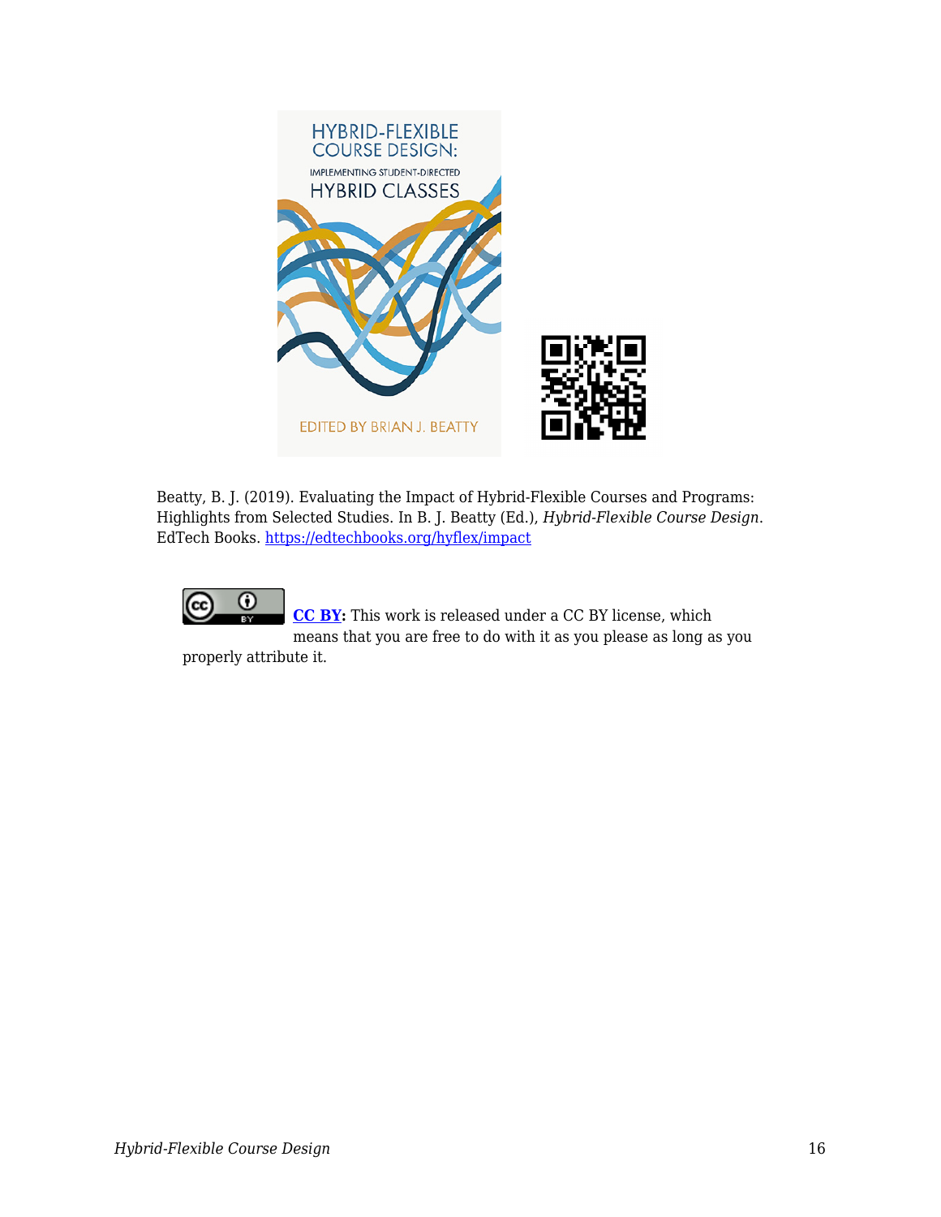Beatty, B. J. (2019). Evaluating the Impact of Hybrid-Flexible Courses and Programs: Highlights from Selected Studies. In B. J. Beatty (Ed.), *Hybrid-Flexible Course Design*. EdTech Books. https://edtechbooks.org/hyflex/impact

**CC BY:** This work is released under a CC BY license, which means that you are free to do with it as you please as long as you properly attribute it.